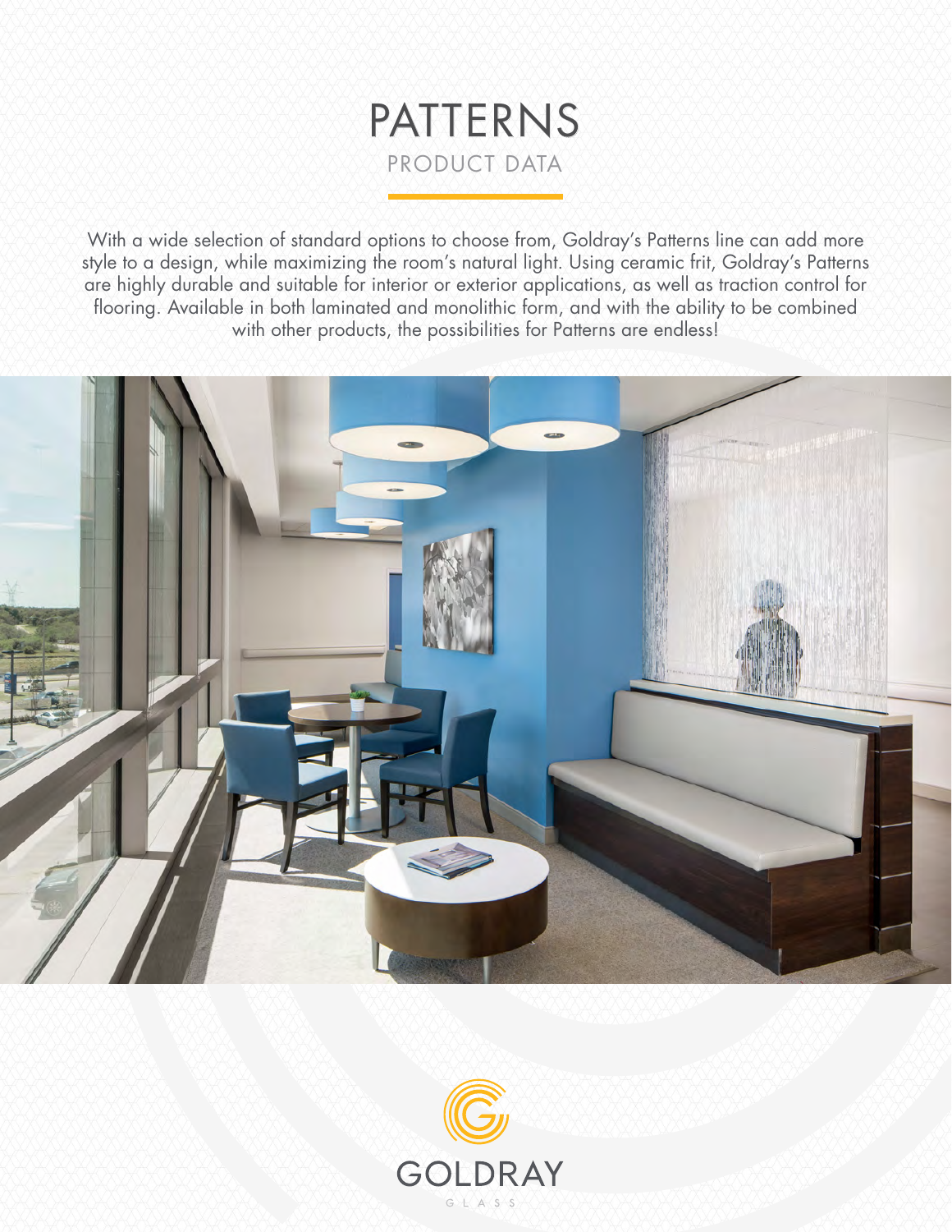# PATTERNS

## PRODUCT DATA

With a wide selection of standard options to choose from, Goldray's Patterns line can add more style to a design, while maximizing the room's natural light. Using ceramic frit, Goldray's Patterns are highly durable and suitable for interior or exterior applications, as well as traction control for flooring. Available in both laminated and monolithic form, and with the ability to be combined with other products, the possibilities for Patterns are endless!

GOLDRAY

GLASS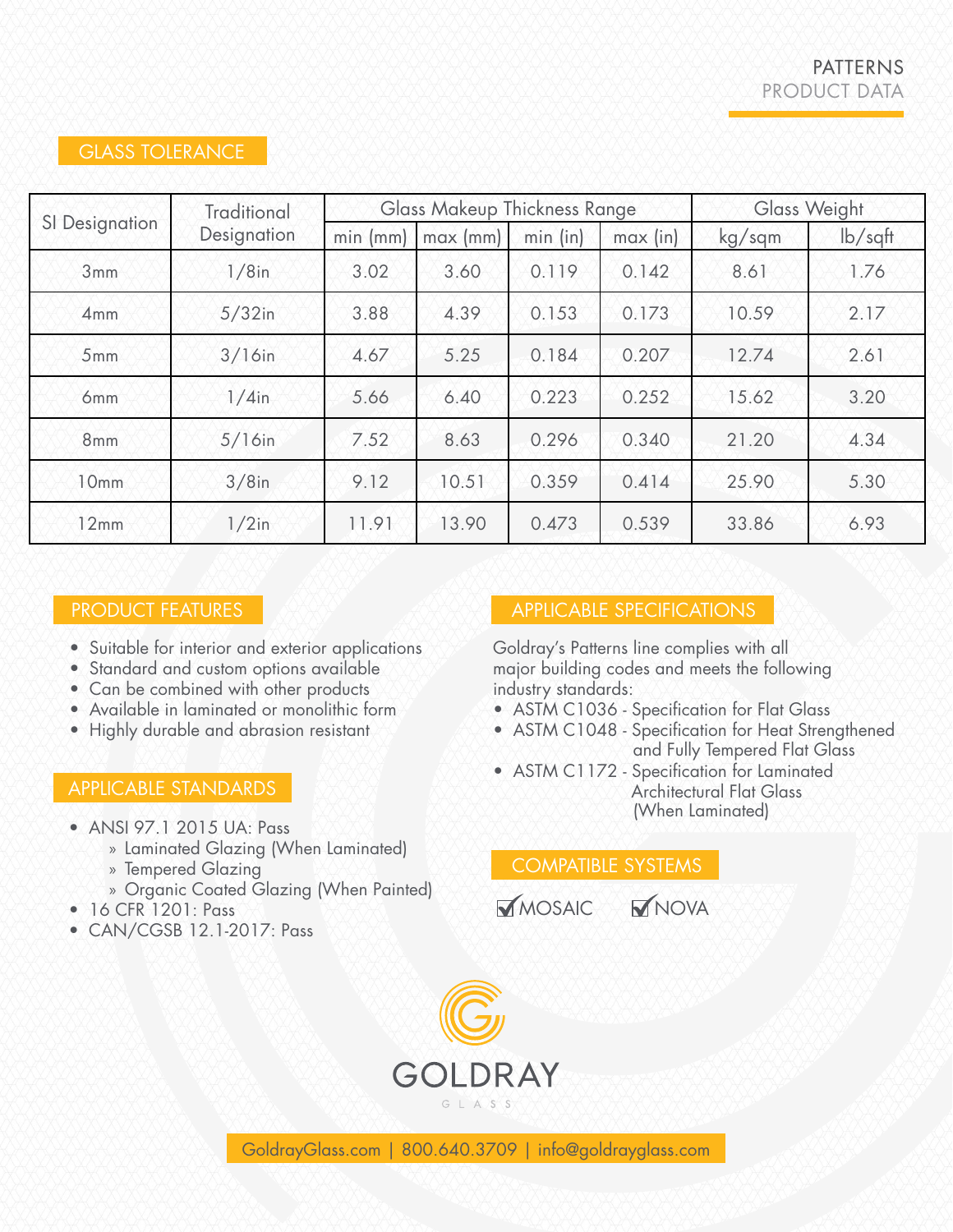PATTERNS
PRODUCT DATA

## GLASS TOLERANCE

| SI Designation | Traditional Designation | Glass Makeup Thickness Range | | | | Glass Weight | |
|---|---|---|---|---|---|---|---|
| | | min (mm) | max (mm) | min (in) | max (in) | kg/sqm | lb/sqft |
| 3mm | 1/8in | 3.02 | 3.60 | 0.119 | 0.142 | 8.61 | 1.76 |
| 4mm | 5/32in | 3.88 | 4.39 | 0.153 | 0.173 | 10.59 | 2.17 |
| 5mm | 3/16in | 4.67 | 5.25 | 0.184 | 0.207 | 12.74 | 2.61 |
| 6mm | 1/4in | 5.66 | 6.40 | 0.223 | 0.252 | 15.62 | 3.20 |
| 8mm | 5/16in | 7.52 | 8.63 | 0.296 | 0.340 | 21.20 | 4.34 |
| 10mm | 3/8in | 9.12 | 10.51 | 0.359 | 0.414 | 25.90 | 5.30 |
| 12mm | 1/2in | 11.91 | 13.90 | 0.473 | 0.539 | 33.86 | 6.93 |

## PRODUCT FEATURES

- Suitable for interior and exterior applications
- Standard and custom options available
- Can be combined with other products
- Available in laminated or monolithic form
- Highly durable and abrasion resistant

## APPLICABLE STANDARDS

- ANSI 97.1 2015 UA: Pass
  - Laminated Glazing (When Laminated)
  - Tempered Glazing
  - Organic Coated Glazing (When Painted)
- 16 CFR 1201: Pass
- CAN/CGSB 12.1-2017: Pass

## APPLICABLE SPECIFICATIONS

Goldray's Patterns line complies with all major building codes and meets the following industry standards:

- ASTM C1036 - Specification for Flat Glass
- ASTM C1048 - Specification for Heat Strengthened and Fully Tempered Flat Glass
- ASTM C1172 - Specification for Laminated Architectural Flat Glass (When Laminated)

## COMPATIBLE SYSTEMS

☑ MOSAIC ☑ NOVA

GOLDRAY
GLASS

GoldrayGlass.com | 800.640.3709 | info@goldrayglass.com